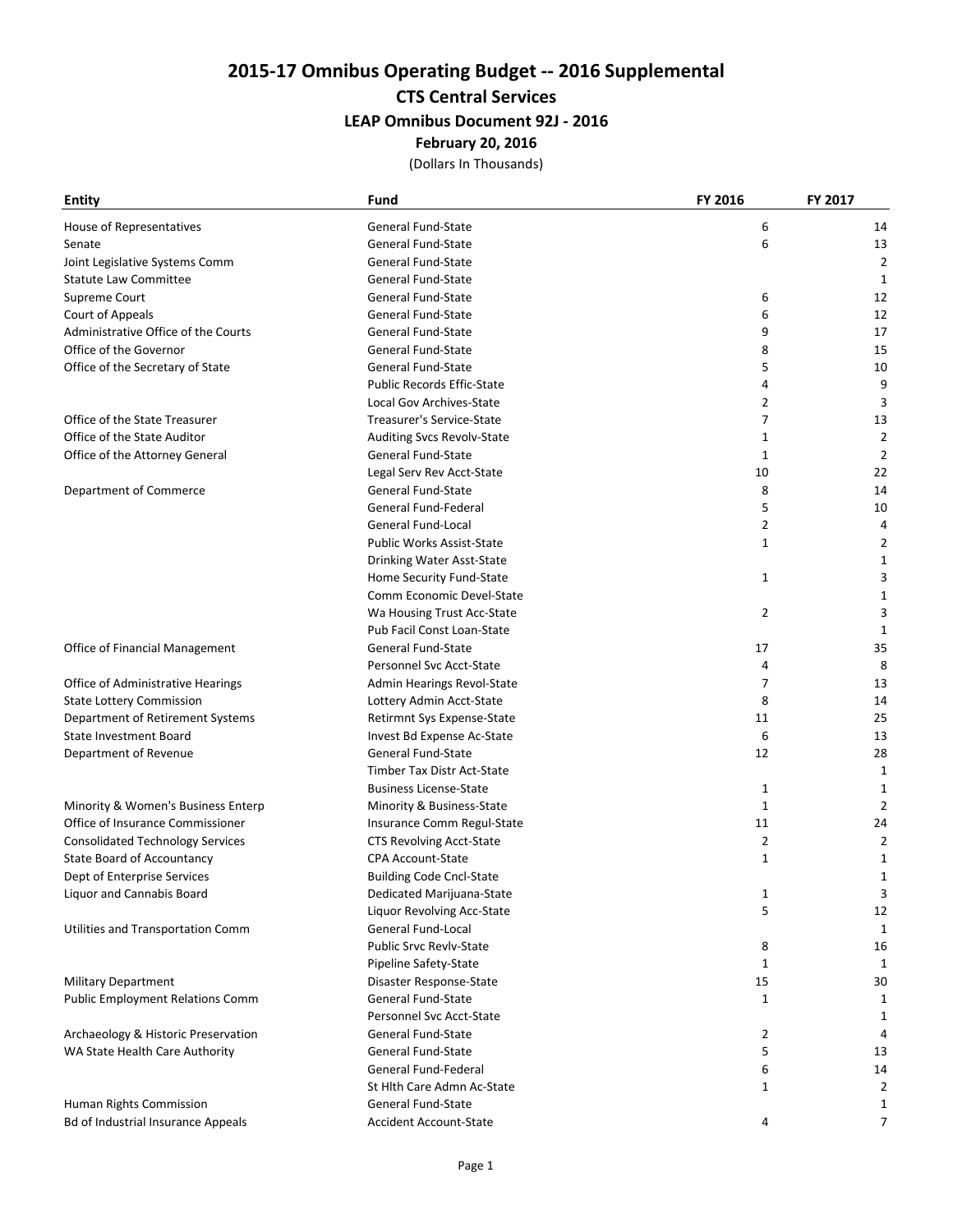# 2015-17 Omnibus Operating Budget -- 2016 Supplemental

## CTS Central Services

### LEAP Omnibus Document 92J - 2016

**February 20, 2016**

(Dollars In Thousands)

| Entity | Fund | FY 2016 | FY 2017 |
|---|---|---|---|
| House of Representatives | General Fund-State | 6 | 14 |
| Senate | General Fund-State | 6 | 13 |
| Joint Legislative Systems Comm | General Fund-State | | 2 |
| Statute Law Committee | General Fund-State | | 1 |
| Supreme Court | General Fund-State | 6 | 12 |
| Court of Appeals | General Fund-State | 6 | 12 |
| Administrative Office of the Courts | General Fund-State | 9 | 17 |
| Office of the Governor | General Fund-State | 8 | 15 |
| Office of the Secretary of State | General Fund-State | 5 | 10 |
| | Public Records Effic-State | 4 | 9 |
| | Local Gov Archives-State | 2 | 3 |
| Office of the State Treasurer | Treasurer's Service-State | 7 | 13 |
| Office of the State Auditor | Auditing Svcs Revolv-State | 1 | 2 |
| Office of the Attorney General | General Fund-State | 1 | 2 |
| | Legal Serv Rev Acct-State | 10 | 22 |
| Department of Commerce | General Fund-State | 8 | 14 |
| | General Fund-Federal | 5 | 10 |
| | General Fund-Local | 2 | 4 |
| | Public Works Assist-State | 1 | 2 |
| | Drinking Water Asst-State | | 1 |
| | Home Security Fund-State | 1 | 3 |
| | Comm Economic Devel-State | | 1 |
| | Wa Housing Trust Acc-State | 2 | 3 |
| | Pub Facil Const Loan-State | | 1 |
| Office of Financial Management | General Fund-State | 17 | 35 |
| | Personnel Svc Acct-State | 4 | 8 |
| Office of Administrative Hearings | Admin Hearings Revol-State | 7 | 13 |
| State Lottery Commission | Lottery Admin Acct-State | 8 | 14 |
| Department of Retirement Systems | Retirmnt Sys Expense-State | 11 | 25 |
| State Investment Board | Invest Bd Expense Ac-State | 6 | 13 |
| Department of Revenue | General Fund-State | 12 | 28 |
| | Timber Tax Distr Act-State | | 1 |
| | Business License-State | 1 | 1 |
| Minority & Women's Business Enterp | Minority & Business-State | 1 | 2 |
| Office of Insurance Commissioner | Insurance Comm Regul-State | 11 | 24 |
| Consolidated Technology Services | CTS Revolving Acct-State | 2 | 2 |
| State Board of Accountancy | CPA Account-State | 1 | 1 |
| Dept of Enterprise Services | Building Code Cncl-State | | 1 |
| Liquor and Cannabis Board | Dedicated Marijuana-State | 1 | 3 |
| | Liquor Revolving Acc-State | 5 | 12 |
| Utilities and Transportation Comm | General Fund-Local | | 1 |
| | Public Srvc Revlv-State | 8 | 16 |
| | Pipeline Safety-State | 1 | 1 |
| Military Department | Disaster Response-State | 15 | 30 |
| Public Employment Relations Comm | General Fund-State | 1 | 1 |
| | Personnel Svc Acct-State | | 1 |
| Archaeology & Historic Preservation | General Fund-State | 2 | 4 |
| WA State Health Care Authority | General Fund-State | 5 | 13 |
| | General Fund-Federal | 6 | 14 |
| | St Hlth Care Admn Ac-State | 1 | 2 |
| Human Rights Commission | General Fund-State | | 1 |
| Bd of Industrial Insurance Appeals | Accident Account-State | 4 | 7 |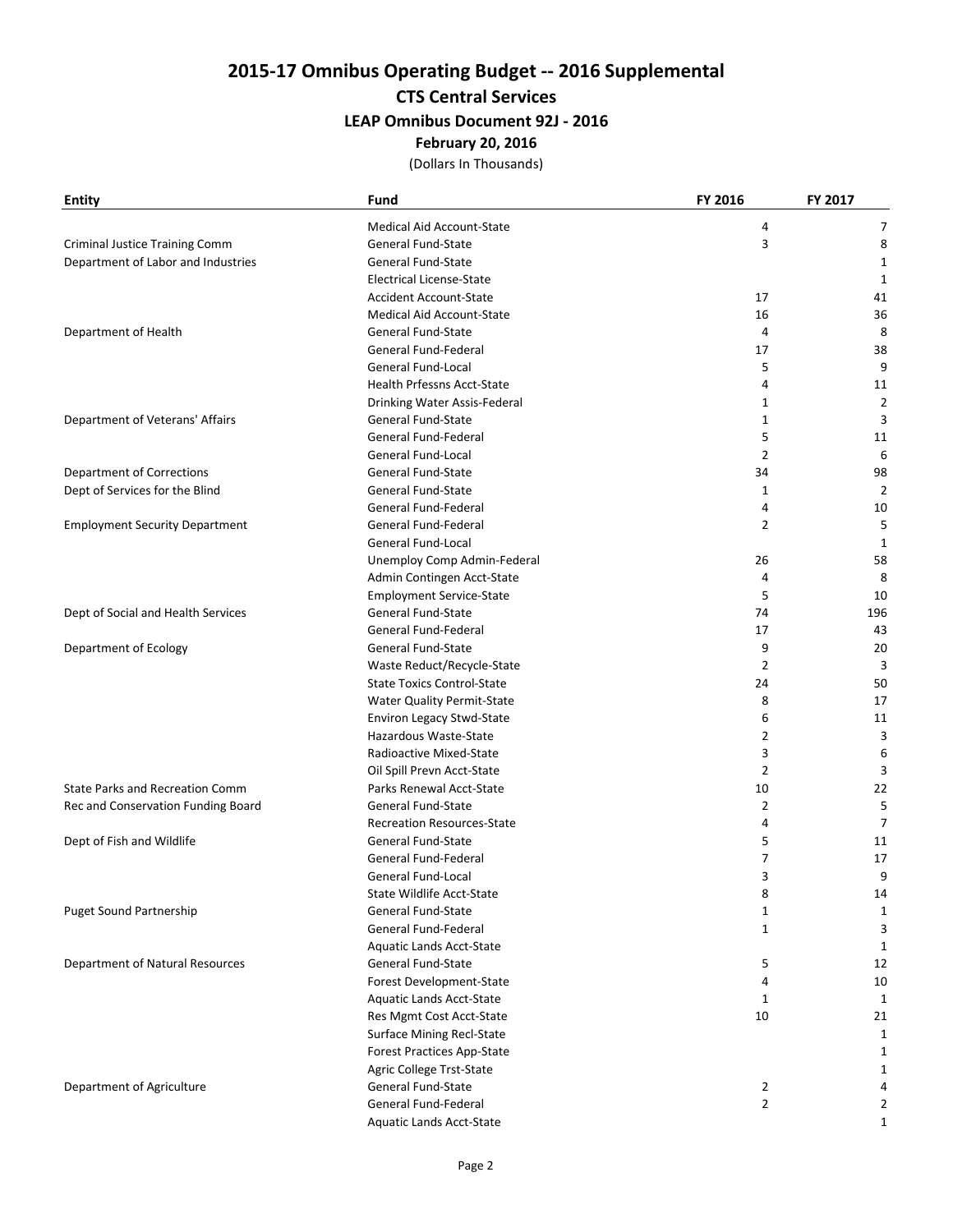# 2015-17 Omnibus Operating Budget -- 2016 Supplemental

## CTS Central Services

### LEAP Omnibus Document 92J - 2016

**February 20, 2016**

(Dollars In Thousands)

| Entity | Fund | FY 2016 | FY 2017 |
|---|---|---|---|
| | Medical Aid Account-State | 4 | 7 |
| Criminal Justice Training Comm | General Fund-State | 3 | 8 |
| Department of Labor and Industries | General Fund-State | | 1 |
| | Electrical License-State | | 1 |
| | Accident Account-State | 17 | 41 |
| | Medical Aid Account-State | 16 | 36 |
| Department of Health | General Fund-State | 4 | 8 |
| | General Fund-Federal | 17 | 38 |
| | General Fund-Local | 5 | 9 |
| | Health Prfessns Acct-State | 4 | 11 |
| | Drinking Water Assis-Federal | 1 | 2 |
| Department of Veterans' Affairs | General Fund-State | 1 | 3 |
| | General Fund-Federal | 5 | 11 |
| | General Fund-Local | 2 | 6 |
| Department of Corrections | General Fund-State | 34 | 98 |
| Dept of Services for the Blind | General Fund-State | 1 | 2 |
| | General Fund-Federal | 4 | 10 |
| Employment Security Department | General Fund-Federal | 2 | 5 |
| | General Fund-Local | | 1 |
| | Unemploy Comp Admin-Federal | 26 | 58 |
| | Admin Contingen Acct-State | 4 | 8 |
| | Employment Service-State | 5 | 10 |
| Dept of Social and Health Services | General Fund-State | 74 | 196 |
| | General Fund-Federal | 17 | 43 |
| Department of Ecology | General Fund-State | 9 | 20 |
| | Waste Reduct/Recycle-State | 2 | 3 |
| | State Toxics Control-State | 24 | 50 |
| | Water Quality Permit-State | 8 | 17 |
| | Environ Legacy Stwd-State | 6 | 11 |
| | Hazardous Waste-State | 2 | 3 |
| | Radioactive Mixed-State | 3 | 6 |
| | Oil Spill Prevn Acct-State | 2 | 3 |
| State Parks and Recreation Comm | Parks Renewal Acct-State | 10 | 22 |
| Rec and Conservation Funding Board | General Fund-State | 2 | 5 |
| | Recreation Resources-State | 4 | 7 |
| Dept of Fish and Wildlife | General Fund-State | 5 | 11 |
| | General Fund-Federal | 7 | 17 |
| | General Fund-Local | 3 | 9 |
| | State Wildlife Acct-State | 8 | 14 |
| Puget Sound Partnership | General Fund-State | 1 | 1 |
| | General Fund-Federal | 1 | 3 |
| | Aquatic Lands Acct-State | | 1 |
| Department of Natural Resources | General Fund-State | 5 | 12 |
| | Forest Development-State | 4 | 10 |
| | Aquatic Lands Acct-State | 1 | 1 |
| | Res Mgmt Cost Acct-State | 10 | 21 |
| | Surface Mining Recl-State | | 1 |
| | Forest Practices App-State | | 1 |
| | Agric College Trst-State | | 1 |
| Department of Agriculture | General Fund-State | 2 | 4 |
| | General Fund-Federal | 2 | 2 |
| | Aquatic Lands Acct-State | | 1 |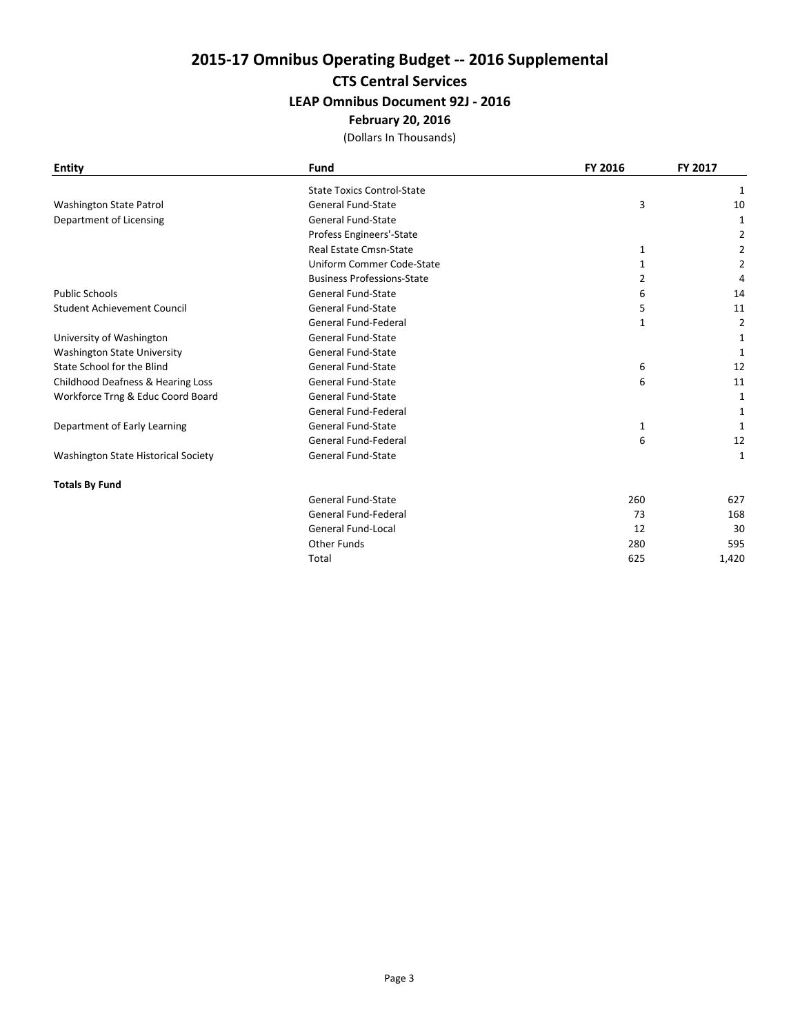# 2015-17 Omnibus Operating Budget -- 2016 Supplemental

## CTS Central Services

### LEAP Omnibus Document 92J - 2016

### February 20, 2016

(Dollars In Thousands)

| Entity | Fund | FY 2016 | FY 2017 |
|---|---|---|---|
| | State Toxics Control-State | | 1 |
| Washington State Patrol | General Fund-State | 3 | 10 |
| Department of Licensing | General Fund-State | | 1 |
| | Profess Engineers'-State | | 2 |
| | Real Estate Cmsn-State | 1 | 2 |
| | Uniform Commer Code-State | 1 | 2 |
| | Business Professions-State | 2 | 4 |
| Public Schools | General Fund-State | 6 | 14 |
| Student Achievement Council | General Fund-State | 5 | 11 |
| | General Fund-Federal | 1 | 2 |
| University of Washington | General Fund-State | | 1 |
| Washington State University | General Fund-State | | 1 |
| State School for the Blind | General Fund-State | 6 | 12 |
| Childhood Deafness & Hearing Loss | General Fund-State | 6 | 11 |
| Workforce Trng & Educ Coord Board | General Fund-State | | 1 |
| | General Fund-Federal | | 1 |
| Department of Early Learning | General Fund-State | 1 | 1 |
| | General Fund-Federal | 6 | 12 |
| Washington State Historical Society | General Fund-State | | 1 |
| **Totals By Fund** | | | |
| | General Fund-State | 260 | 627 |
| | General Fund-Federal | 73 | 168 |
| | General Fund-Local | 12 | 30 |
| | Other Funds | 280 | 595 |
| | Total | 625 | 1,420 |